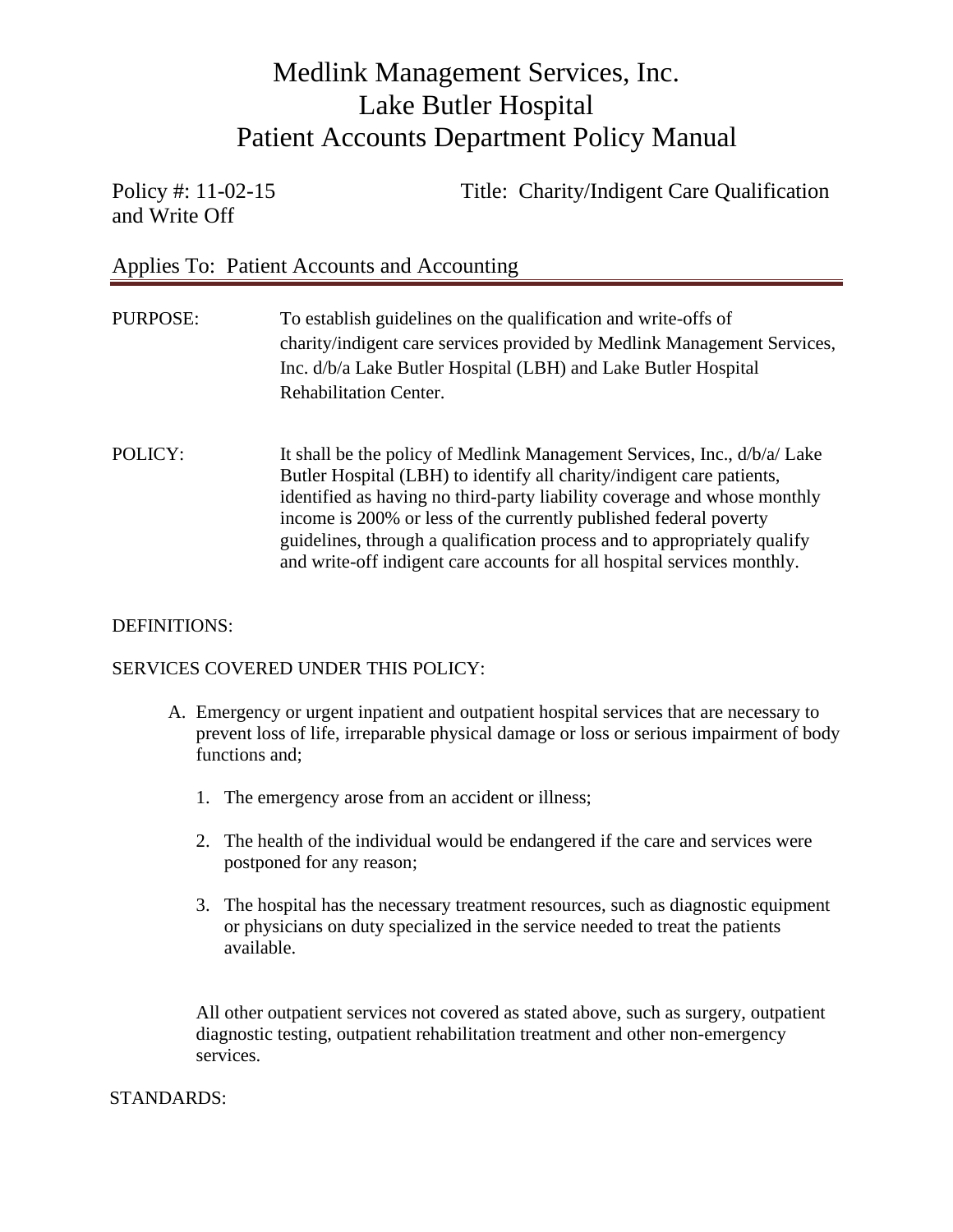# Medlink Management Services, Inc.
# Lake Butler Hospital
# Patient Accounts Department Policy Manual

Policy #: 11-02-15 Title: Charity/Indigent Care Qualification and Write Off

Applies To: Patient Accounts and Accounting

---

PURPOSE: To establish guidelines on the qualification and write-offs of charity/indigent care services provided by Medlink Management Services, Inc. d/b/a Lake Butler Hospital (LBH) and Lake Butler Hospital Rehabilitation Center.

POLICY: It shall be the policy of Medlink Management Services, Inc., d/b/a/ Lake Butler Hospital (LBH) to identify all charity/indigent care patients, identified as having no third-party liability coverage and whose monthly income is 200% or less of the currently published federal poverty guidelines, through a qualification process and to appropriately qualify and write-off indigent care accounts for all hospital services monthly.

DEFINITIONS:

SERVICES COVERED UNDER THIS POLICY:

A. Emergency or urgent inpatient and outpatient hospital services that are necessary to prevent loss of life, irreparable physical damage or loss or serious impairment of body functions and;

   1. The emergency arose from an accident or illness;

   2. The health of the individual would be endangered if the care and services were postponed for any reason;

   3. The hospital has the necessary treatment resources, such as diagnostic equipment or physicians on duty specialized in the service needed to treat the patients available.

   All other outpatient services not covered as stated above, such as surgery, outpatient diagnostic testing, outpatient rehabilitation treatment and other non-emergency services.

STANDARDS: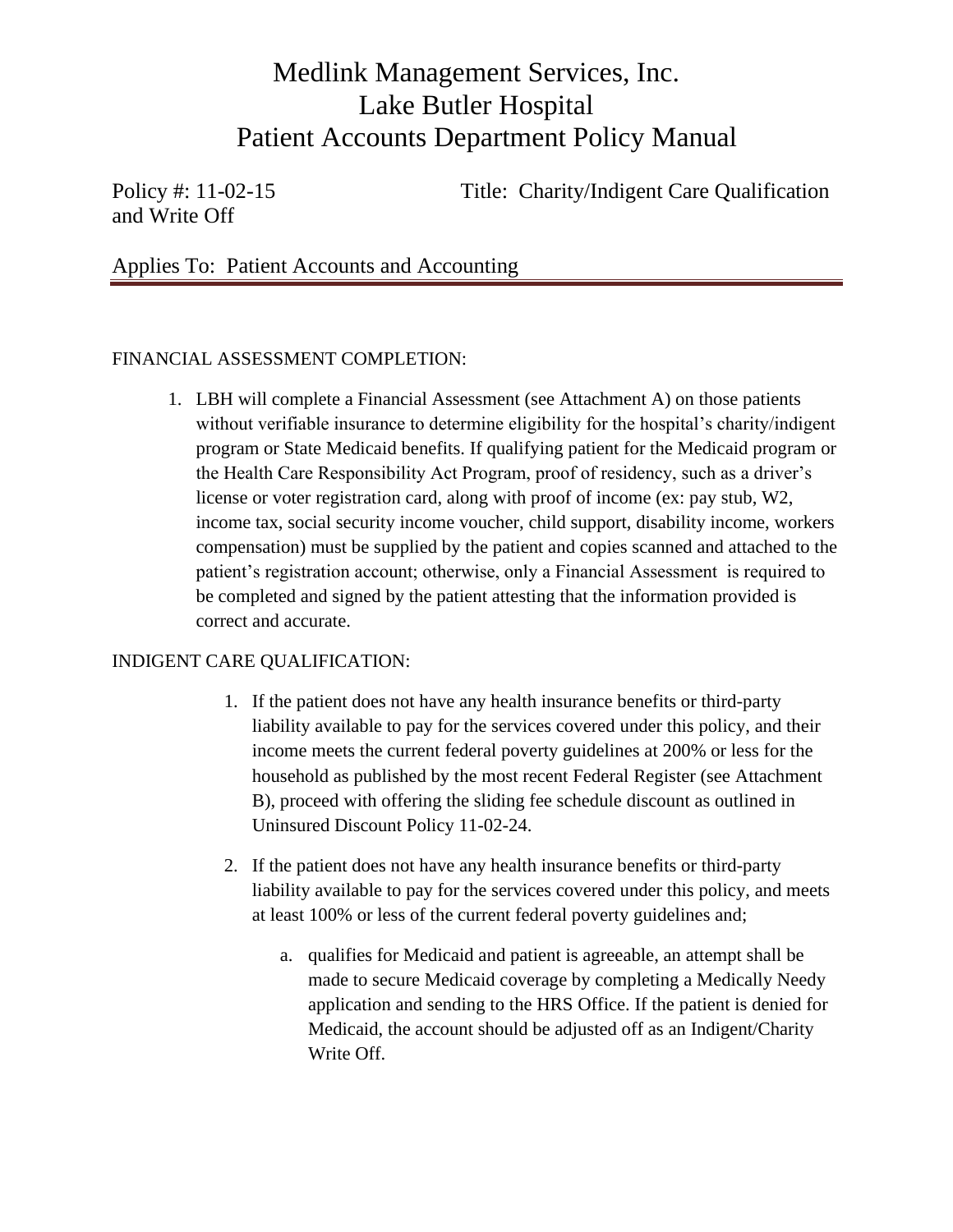# Medlink Management Services, Inc.
# Lake Butler Hospital
# Patient Accounts Department Policy Manual

Policy #: 11-02-15 Title: Charity/Indigent Care Qualification and Write Off

## Applies To: Patient Accounts and Accounting

FINANCIAL ASSESSMENT COMPLETION:

1. LBH will complete a Financial Assessment (see Attachment A) on those patients without verifiable insurance to determine eligibility for the hospital's charity/indigent program or State Medicaid benefits. If qualifying patient for the Medicaid program or the Health Care Responsibility Act Program, proof of residency, such as a driver's license or voter registration card, along with proof of income (ex: pay stub, W2, income tax, social security income voucher, child support, disability income, workers compensation) must be supplied by the patient and copies scanned and attached to the patient's registration account; otherwise, only a Financial Assessment is required to be completed and signed by the patient attesting that the information provided is correct and accurate.

INDIGENT CARE QUALIFICATION:

1. If the patient does not have any health insurance benefits or third-party liability available to pay for the services covered under this policy, and their income meets the current federal poverty guidelines at 200% or less for the household as published by the most recent Federal Register (see Attachment B), proceed with offering the sliding fee schedule discount as outlined in Uninsured Discount Policy 11-02-24.

2. If the patient does not have any health insurance benefits or third-party liability available to pay for the services covered under this policy, and meets at least 100% or less of the current federal poverty guidelines and;

   a. qualifies for Medicaid and patient is agreeable, an attempt shall be made to secure Medicaid coverage by completing a Medically Needy application and sending to the HRS Office. If the patient is denied for Medicaid, the account should be adjusted off as an Indigent/Charity Write Off.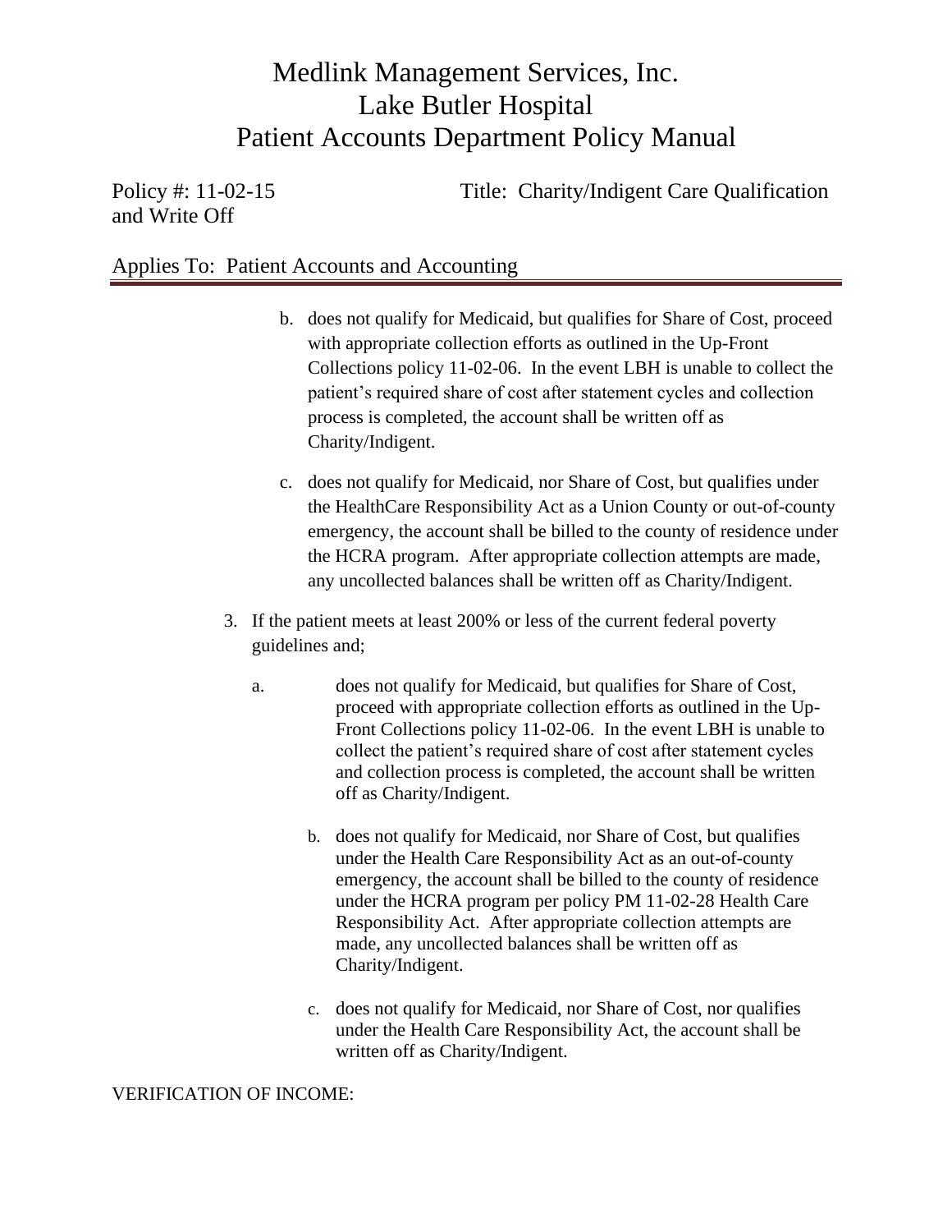b. does not qualify for Medicaid, but qualifies for Share of Cost, proceed with appropriate collection efforts as outlined in the Up-Front Collections policy 11-02-06. In the event LBH is unable to collect the patient's required share of cost after statement cycles and collection process is completed, the account shall be written off as Charity/Indigent.

c. does not qualify for Medicaid, nor Share of Cost, but qualifies under the HealthCare Responsibility Act as a Union County or out-of-county emergency, the account shall be billed to the county of residence under the HCRA program. After appropriate collection attempts are made, any uncollected balances shall be written off as Charity/Indigent.

3. If the patient meets at least 200% or less of the current federal poverty guidelines and;

   a. does not qualify for Medicaid, but qualifies for Share of Cost, proceed with appropriate collection efforts as outlined in the Up-Front Collections policy 11-02-06. In the event LBH is unable to collect the patient's required share of cost after statement cycles and collection process is completed, the account shall be written off as Charity/Indigent.

   b. does not qualify for Medicaid, nor Share of Cost, but qualifies under the Health Care Responsibility Act as an out-of-county emergency, the account shall be billed to the county of residence under the HCRA program per policy PM 11-02-28 Health Care Responsibility Act. After appropriate collection attempts are made, any uncollected balances shall be written off as Charity/Indigent.

   c. does not qualify for Medicaid, nor Share of Cost, nor qualifies under the Health Care Responsibility Act, the account shall be written off as Charity/Indigent.

VERIFICATION OF INCOME: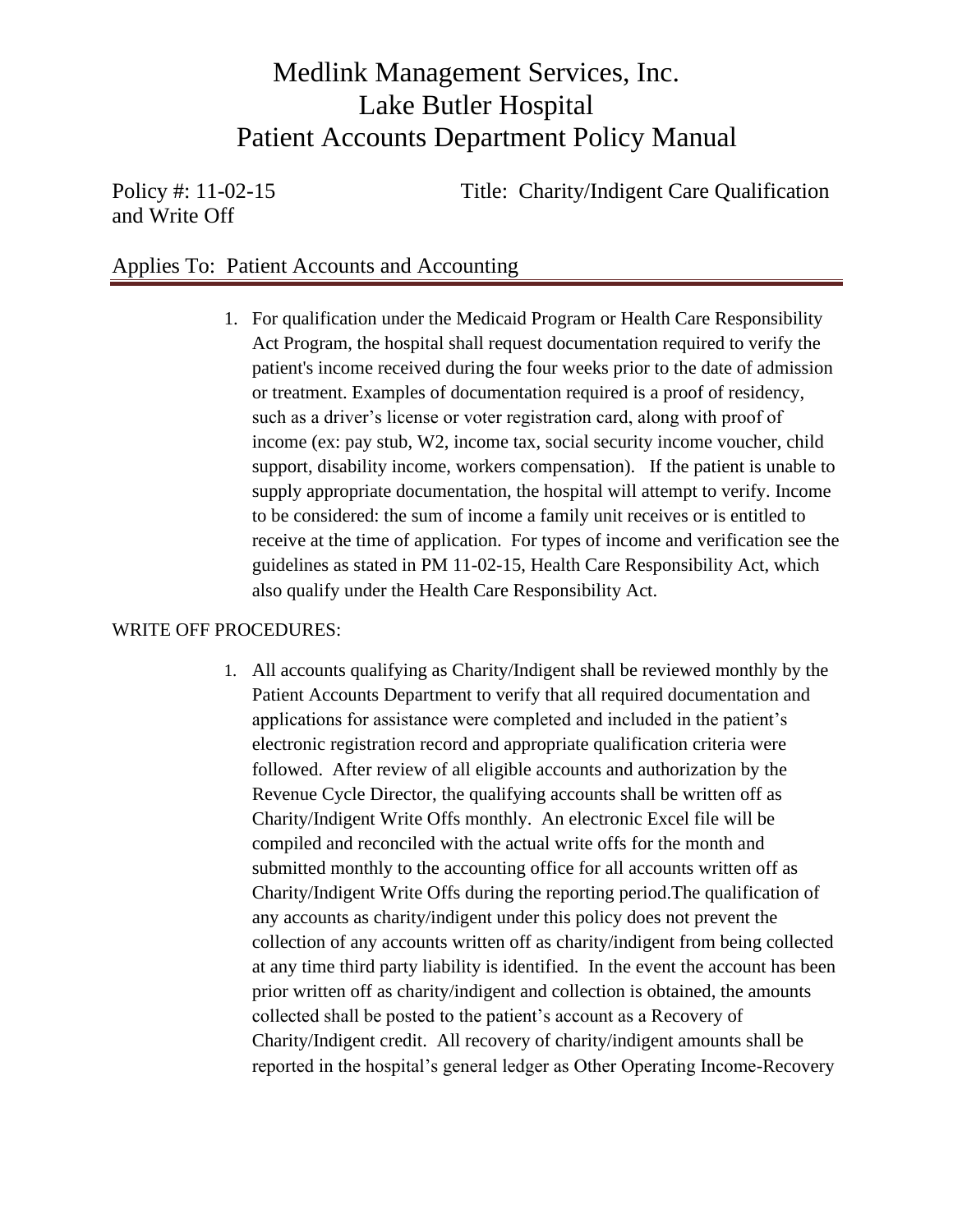# Medlink Management Services, Inc.
# Lake Butler Hospital
# Patient Accounts Department Policy Manual

Policy #: 11-02-15 Title: Charity/Indigent Care Qualification and Write Off

## Applies To: Patient Accounts and Accounting

1. For qualification under the Medicaid Program or Health Care Responsibility Act Program, the hospital shall request documentation required to verify the patient's income received during the four weeks prior to the date of admission or treatment. Examples of documentation required is a proof of residency, such as a driver's license or voter registration card, along with proof of income (ex: pay stub, W2, income tax, social security income voucher, child support, disability income, workers compensation). If the patient is unable to supply appropriate documentation, the hospital will attempt to verify. Income to be considered: the sum of income a family unit receives or is entitled to receive at the time of application. For types of income and verification see the guidelines as stated in PM 11-02-15, Health Care Responsibility Act, which also qualify under the Health Care Responsibility Act.

WRITE OFF PROCEDURES:

1. All accounts qualifying as Charity/Indigent shall be reviewed monthly by the Patient Accounts Department to verify that all required documentation and applications for assistance were completed and included in the patient's electronic registration record and appropriate qualification criteria were followed. After review of all eligible accounts and authorization by the Revenue Cycle Director, the qualifying accounts shall be written off as Charity/Indigent Write Offs monthly. An electronic Excel file will be compiled and reconciled with the actual write offs for the month and submitted monthly to the accounting office for all accounts written off as Charity/Indigent Write Offs during the reporting period.The qualification of any accounts as charity/indigent under this policy does not prevent the collection of any accounts written off as charity/indigent from being collected at any time third party liability is identified. In the event the account has been prior written off as charity/indigent and collection is obtained, the amounts collected shall be posted to the patient's account as a Recovery of Charity/Indigent credit. All recovery of charity/indigent amounts shall be reported in the hospital's general ledger as Other Operating Income-Recovery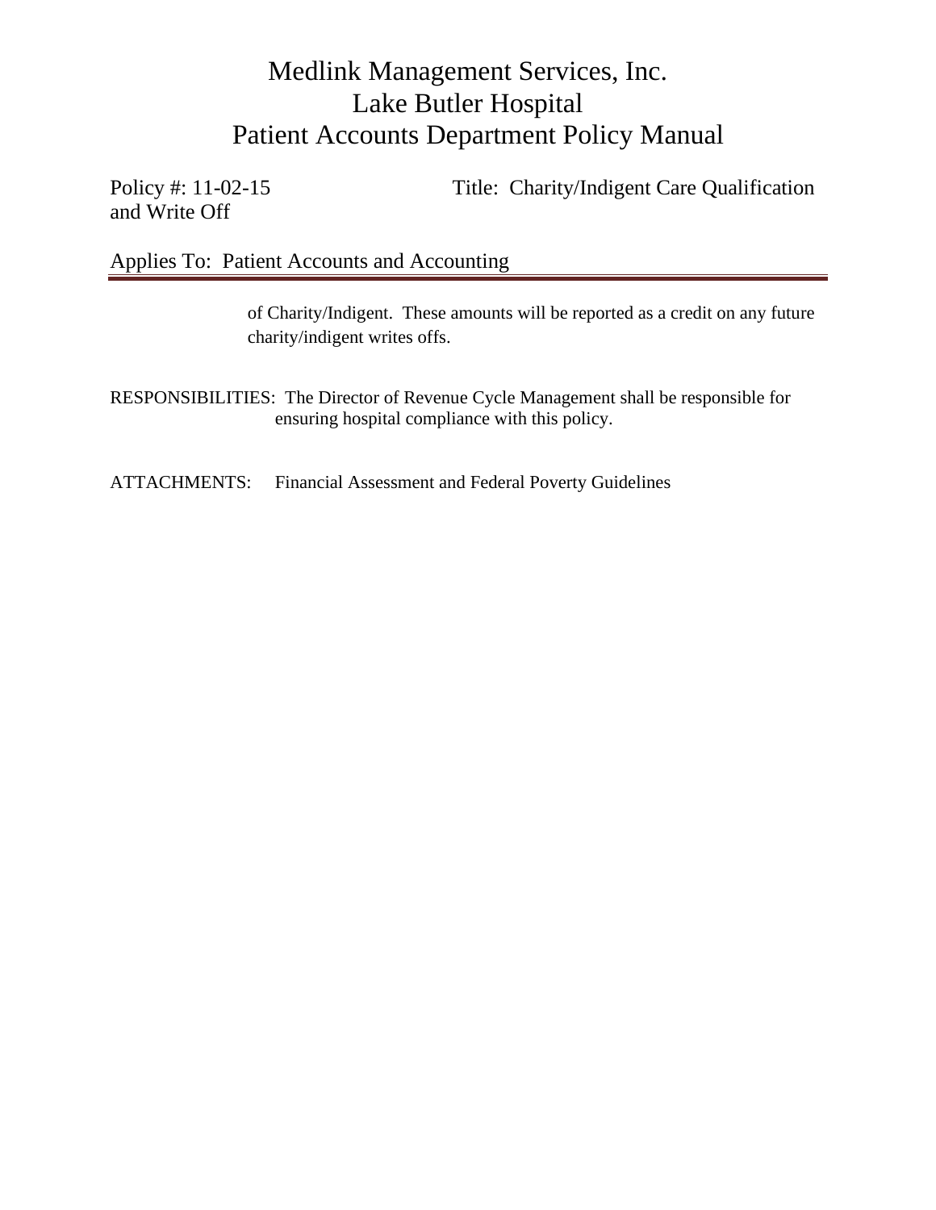of Charity/Indigent. These amounts will be reported as a credit on any future charity/indigent writes offs.

RESPONSIBILITIES: The Director of Revenue Cycle Management shall be responsible for ensuring hospital compliance with this policy.

ATTACHMENTS: Financial Assessment and Federal Poverty Guidelines